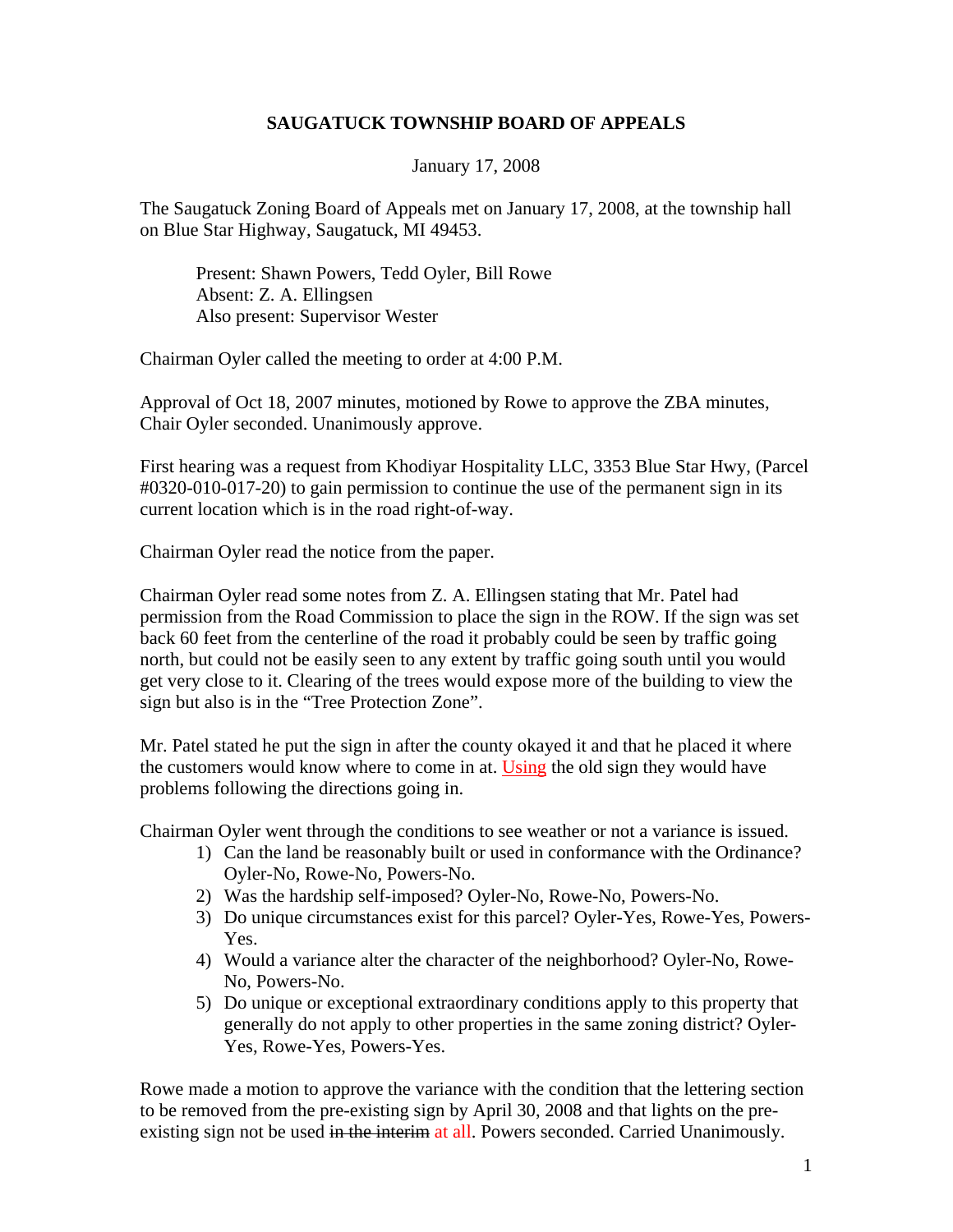**SAUGATUCK TOWNSHIP BOARD OF APPEALS**

January 17, 2008

The Saugatuck Zoning Board of Appeals met on January 17, 2008, at the township hall on Blue Star Highway, Saugatuck, MI 49453.

> Present: Shawn Powers, Tedd Oyler, Bill Rowe
> Absent: Z. A. Ellingsen
> Also present: Supervisor Wester

Chairman Oyler called the meeting to order at 4:00 P.M.

Approval of Oct 18, 2007 minutes, motioned by Rowe to approve the ZBA minutes, Chair Oyler seconded. Unanimously approve.

First hearing was a request from Khodiyar Hospitality LLC, 3353 Blue Star Hwy, (Parcel #0320-010-017-20) to gain permission to continue the use of the permanent sign in its current location which is in the road right-of-way.

Chairman Oyler read the notice from the paper.

Chairman Oyler read some notes from Z. A. Ellingsen stating that Mr. Patel had permission from the Road Commission to place the sign in the ROW. If the sign was set back 60 feet from the centerline of the road it probably could be seen by traffic going north, but could not be easily seen to any extent by traffic going south until you would get very close to it. Clearing of the trees would expose more of the building to view the sign but also is in the "Tree Protection Zone".

Mr. Patel stated he put the sign in after the county okayed it and that he placed it where the customers would know where to come in at. Using the old sign they would have problems following the directions going in.

Chairman Oyler went through the conditions to see weather or not a variance is issued.

1) Can the land be reasonably built or used in conformance with the Ordinance? Oyler-No, Rowe-No, Powers-No.
2) Was the hardship self-imposed? Oyler-No, Rowe-No, Powers-No.
3) Do unique circumstances exist for this parcel? Oyler-Yes, Rowe-Yes, Powers-Yes.
4) Would a variance alter the character of the neighborhood? Oyler-No, Rowe-No, Powers-No.
5) Do unique or exceptional extraordinary conditions apply to this property that generally do not apply to other properties in the same zoning district? Oyler-Yes, Rowe-Yes, Powers-Yes.

Rowe made a motion to approve the variance with the condition that the lettering section to be removed from the pre-existing sign by April 30, 2008 and that lights on the pre-existing sign not be used ~~in the interim~~ at all. Powers seconded. Carried Unanimously.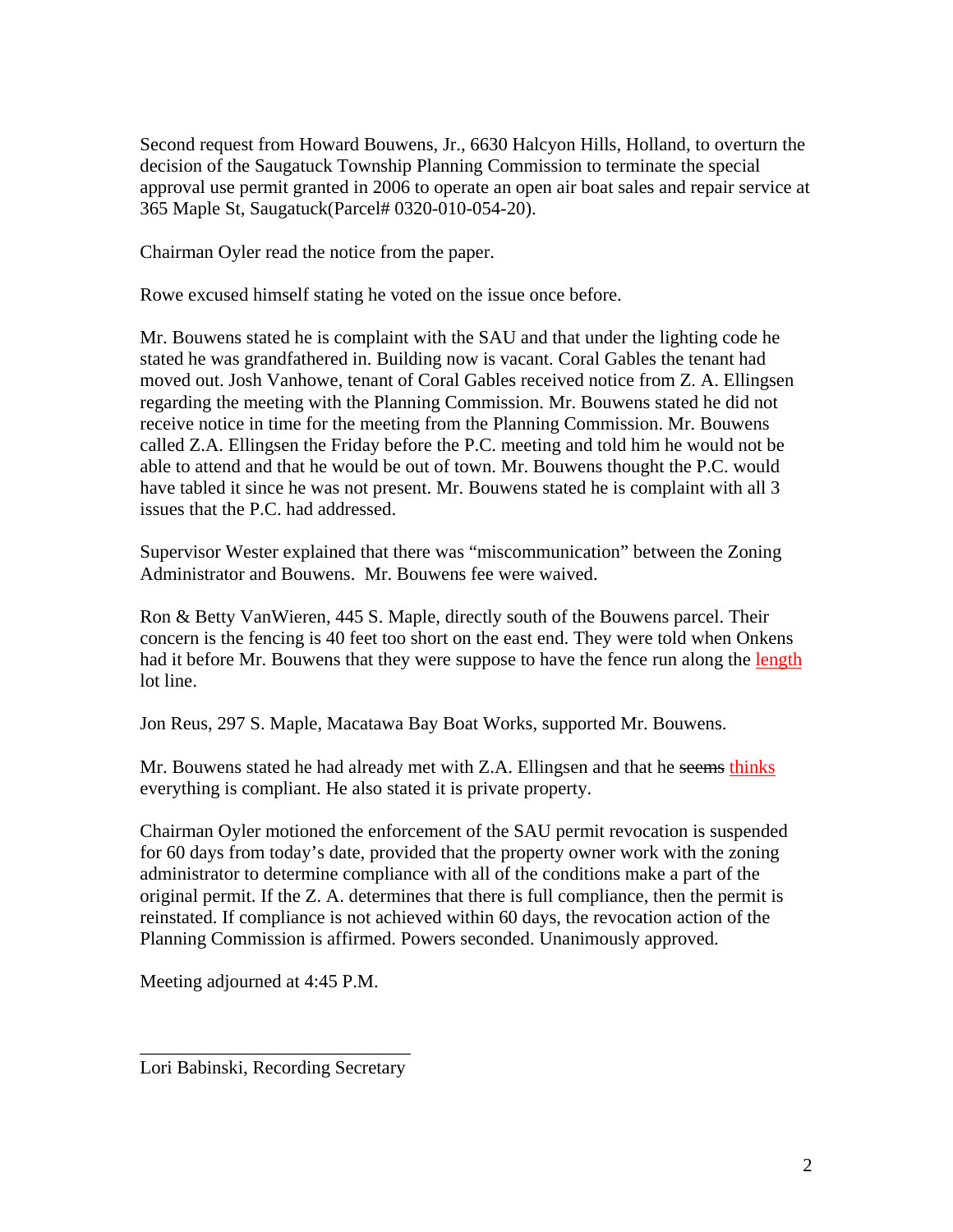Second request from Howard Bouwens, Jr., 6630 Halcyon Hills, Holland, to overturn the decision of the Saugatuck Township Planning Commission to terminate the special approval use permit granted in 2006 to operate an open air boat sales and repair service at 365 Maple St, Saugatuck(Parcel# 0320-010-054-20).

Chairman Oyler read the notice from the paper.

Rowe excused himself stating he voted on the issue once before.

Mr. Bouwens stated he is complaint with the SAU and that under the lighting code he stated he was grandfathered in. Building now is vacant. Coral Gables the tenant had moved out. Josh Vanhowe, tenant of Coral Gables received notice from Z. A. Ellingsen regarding the meeting with the Planning Commission. Mr. Bouwens stated he did not receive notice in time for the meeting from the Planning Commission. Mr. Bouwens called Z.A. Ellingsen the Friday before the P.C. meeting and told him he would not be able to attend and that he would be out of town. Mr. Bouwens thought the P.C. would have tabled it since he was not present. Mr. Bouwens stated he is complaint with all 3 issues that the P.C. had addressed.

Supervisor Wester explained that there was "miscommunication" between the Zoning Administrator and Bouwens. Mr. Bouwens fee were waived.

Ron & Betty VanWieren, 445 S. Maple, directly south of the Bouwens parcel. Their concern is the fencing is 40 feet too short on the east end. They were told when Onkens had it before Mr. Bouwens that they were suppose to have the fence run along the length lot line.

Jon Reus, 297 S. Maple, Macatawa Bay Boat Works, supported Mr. Bouwens.

Mr. Bouwens stated he had already met with Z.A. Ellingsen and that he ~~seems~~ thinks everything is compliant. He also stated it is private property.

Chairman Oyler motioned the enforcement of the SAU permit revocation is suspended for 60 days from today's date, provided that the property owner work with the zoning administrator to determine compliance with all of the conditions make a part of the original permit. If the Z. A. determines that there is full compliance, then the permit is reinstated. If compliance is not achieved within 60 days, the revocation action of the Planning Commission is affirmed. Powers seconded. Unanimously approved.

Meeting adjourned at 4:45 P.M.

\_\_\_\_\_\_\_\_\_\_\_\_\_\_\_\_\_\_\_\_\_\_\_\_\_\_\_\_\_\_

Lori Babinski, Recording Secretary